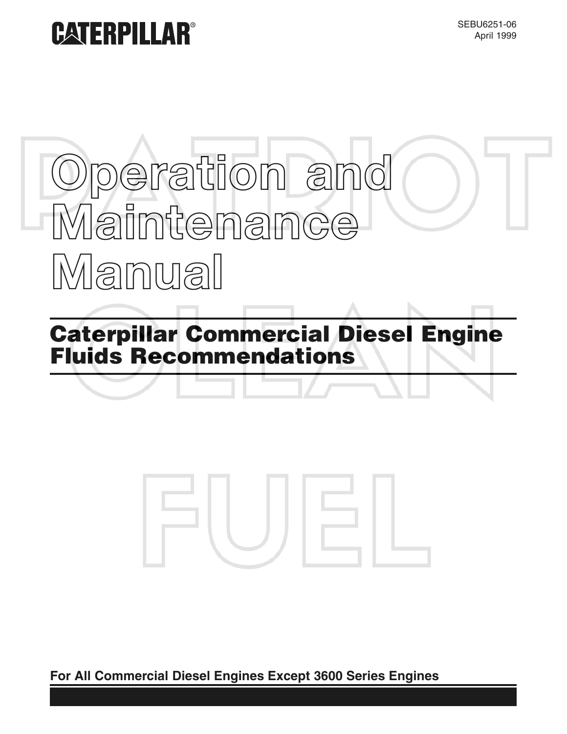CATERPILLAR®

SEBU6251-06
April 1999

# Operation and Maintenance Manual

## Caterpillar Commercial Diesel Engine Fluids Recommendations

**For All Commercial Diesel Engines Except 3600 Series Engines**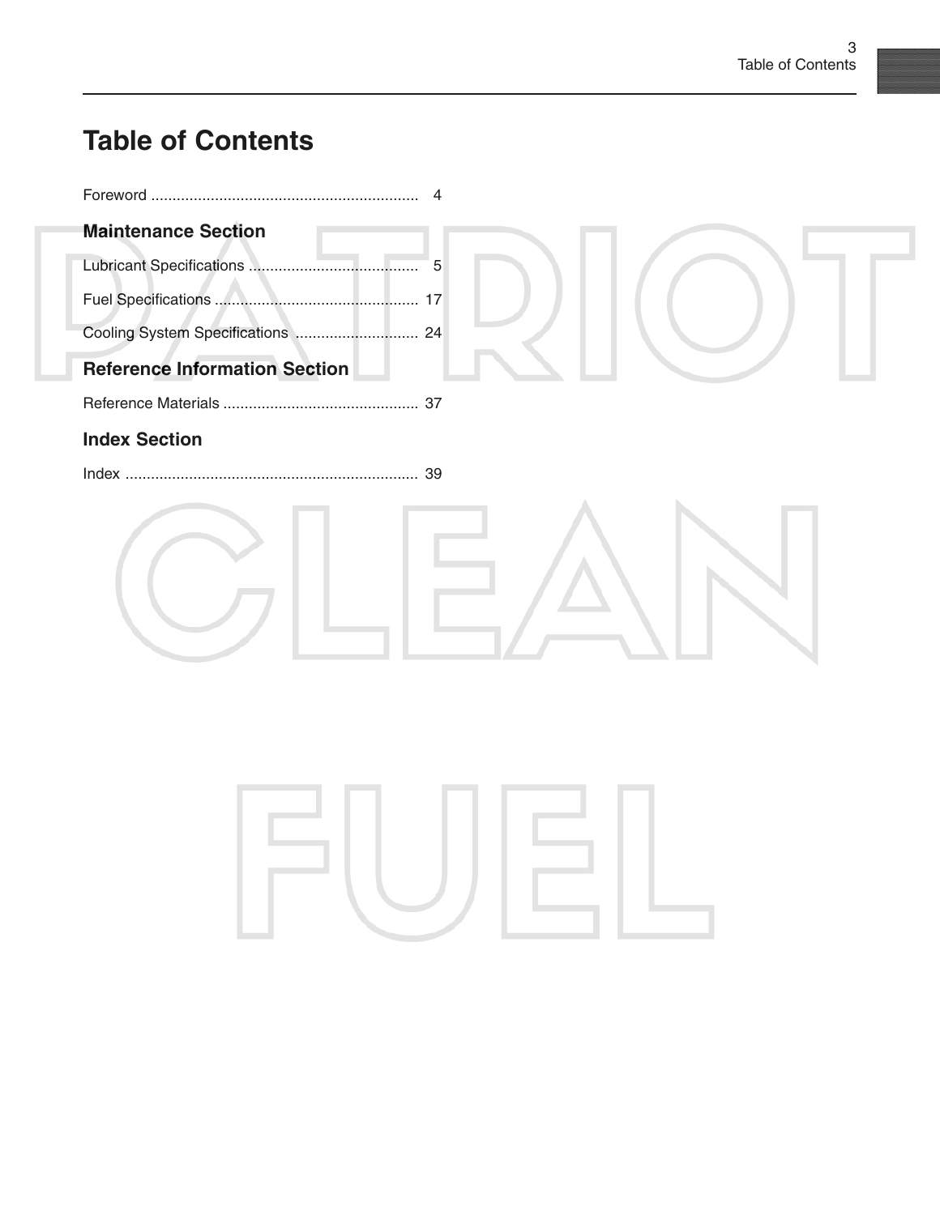# Table of Contents

Foreword .............................................................. 4

## Maintenance Section

Lubricant Specifications ........................................ 5

Fuel Specifications ................................................ 17

Cooling System Specifications ............................. 24

## Reference Information Section

Reference Materials .............................................. 37

## Index Section

Index ..................................................................... 39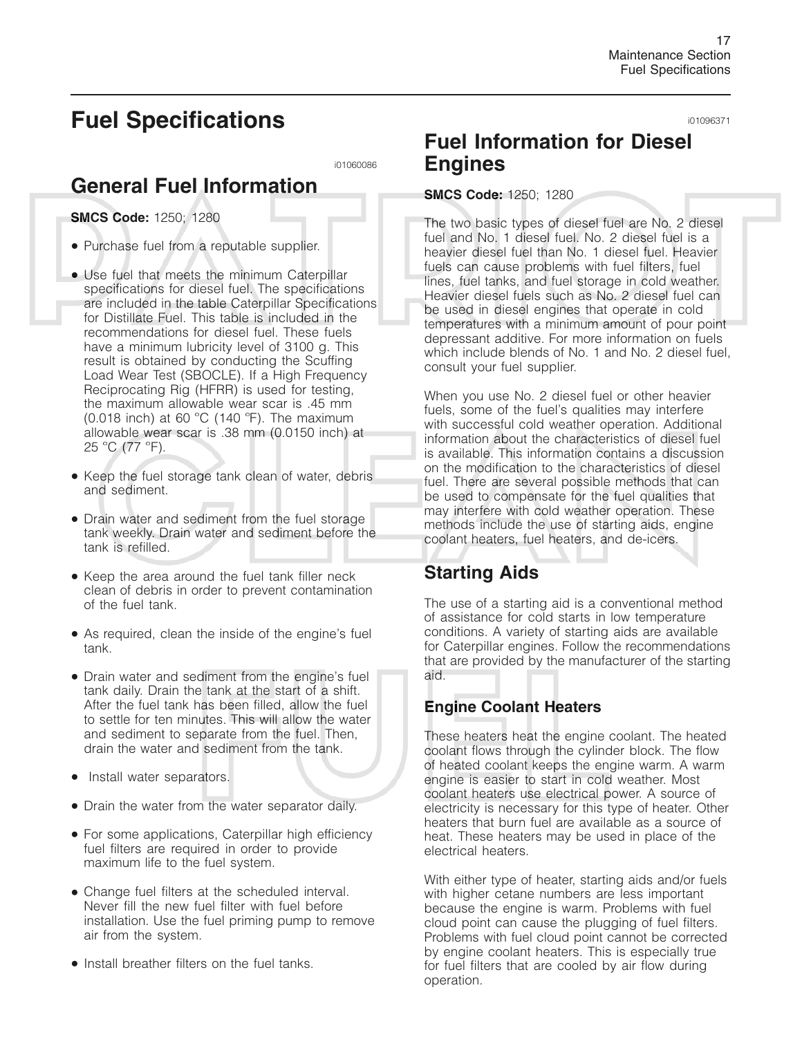# Fuel Specifications

i01060086

## General Fuel Information

**SMCS Code:** 1250; 1280

- Purchase fuel from a reputable supplier.
- Use fuel that meets the minimum Caterpillar specifications for diesel fuel. The specifications are included in the table Caterpillar Specifications for Distillate Fuel. This table is included in the recommendations for diesel fuel. These fuels have a minimum lubricity level of 3100 g. This result is obtained by conducting the Scuffing Load Wear Test (SBOCLE). If a High Frequency Reciprocating Rig (HFRR) is used for testing, the maximum allowable wear scar is .45 mm (0.018 inch) at 60 °C (140 °F). The maximum allowable wear scar is .38 mm (0.0150 inch) at 25 °C (77 °F).
- Keep the fuel storage tank clean of water, debris and sediment.
- Drain water and sediment from the fuel storage tank weekly. Drain water and sediment before the tank is refilled.
- Keep the area around the fuel tank filler neck clean of debris in order to prevent contamination of the fuel tank.
- As required, clean the inside of the engine's fuel tank.
- Drain water and sediment from the engine's fuel tank daily. Drain the tank at the start of a shift. After the fuel tank has been filled, allow the fuel to settle for ten minutes. This will allow the water and sediment to separate from the fuel. Then, drain the water and sediment from the tank.
- Install water separators.
- Drain the water from the water separator daily.
- For some applications, Caterpillar high efficiency fuel filters are required in order to provide maximum life to the fuel system.
- Change fuel filters at the scheduled interval. Never fill the new fuel filter with fuel before installation. Use the fuel priming pump to remove air from the system.
- Install breather filters on the fuel tanks.

i01096371

## Fuel Information for Diesel Engines

**SMCS Code:** 1250; 1280

The two basic types of diesel fuel are No. 2 diesel fuel and No. 1 diesel fuel. No. 2 diesel fuel is a heavier diesel fuel than No. 1 diesel fuel. Heavier fuels can cause problems with fuel filters, fuel lines, fuel tanks, and fuel storage in cold weather. Heavier diesel fuels such as No. 2 diesel fuel can be used in diesel engines that operate in cold temperatures with a minimum amount of pour point depressant additive. For more information on fuels which include blends of No. 1 and No. 2 diesel fuel, consult your fuel supplier.

When you use No. 2 diesel fuel or other heavier fuels, some of the fuel's qualities may interfere with successful cold weather operation. Additional information about the characteristics of diesel fuel is available. This information contains a discussion on the modification to the characteristics of diesel fuel. There are several possible methods that can be used to compensate for the fuel qualities that may interfere with cold weather operation. These methods include the use of starting aids, engine coolant heaters, fuel heaters, and de-icers.

### Starting Aids

The use of a starting aid is a conventional method of assistance for cold starts in low temperature conditions. A variety of starting aids are available for Caterpillar engines. Follow the recommendations that are provided by the manufacturer of the starting aid.

#### Engine Coolant Heaters

These heaters heat the engine coolant. The heated coolant flows through the cylinder block. The flow of heated coolant keeps the engine warm. A warm engine is easier to start in cold weather. Most coolant heaters use electrical power. A source of electricity is necessary for this type of heater. Other heaters that burn fuel are available as a source of heat. These heaters may be used in place of the electrical heaters.

With either type of heater, starting aids and/or fuels with higher cetane numbers are less important because the engine is warm. Problems with fuel cloud point can cause the plugging of fuel filters. Problems with fuel cloud point cannot be corrected by engine coolant heaters. This is especially true for fuel filters that are cooled by air flow during operation.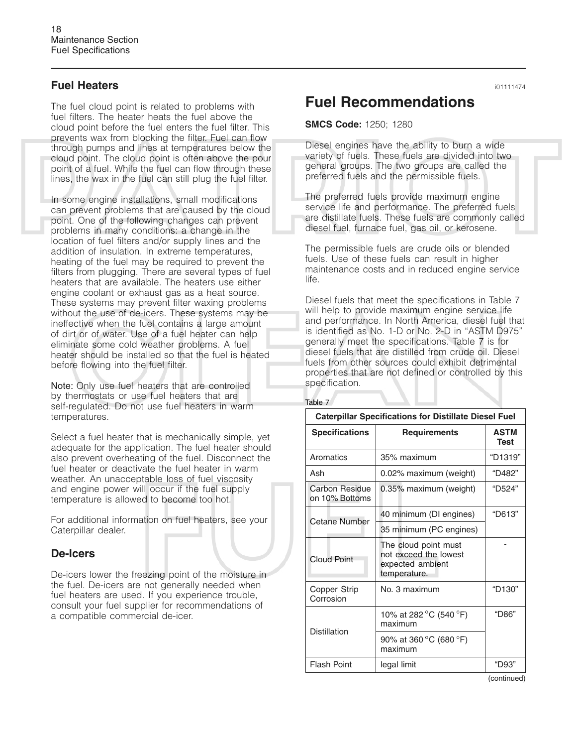## Fuel Heaters

The fuel cloud point is related to problems with fuel filters. The heater heats the fuel above the cloud point before the fuel enters the fuel filter. This prevents wax from blocking the filter. Fuel can flow through pumps and lines at temperatures below the cloud point. The cloud point is often above the pour point of a fuel. While the fuel can flow through these lines, the wax in the fuel can still plug the fuel filter.

In some engine installations, small modifications can prevent problems that are caused by the cloud point. One of the following changes can prevent problems in many conditions: a change in the location of fuel filters and/or supply lines and the addition of insulation. In extreme temperatures, heating of the fuel may be required to prevent the filters from plugging. There are several types of fuel heaters that are available. The heaters use either engine coolant or exhaust gas as a heat source. These systems may prevent filter waxing problems without the use of de-icers. These systems may be ineffective when the fuel contains a large amount of dirt or of water. Use of a fuel heater can help eliminate some cold weather problems. A fuel heater should be installed so that the fuel is heated before flowing into the fuel filter.

**Note:** Only use fuel heaters that are controlled by thermostats or use fuel heaters that are self-regulated. Do not use fuel heaters in warm temperatures.

Select a fuel heater that is mechanically simple, yet adequate for the application. The fuel heater should also prevent overheating of the fuel. Disconnect the fuel heater or deactivate the fuel heater in warm weather. An unacceptable loss of fuel viscosity and engine power will occur if the fuel supply temperature is allowed to become too hot.

For additional information on fuel heaters, see your Caterpillar dealer.

## De-Icers

De-icers lower the freezing point of the moisture in the fuel. De-icers are not generally needed when fuel heaters are used. If you experience trouble, consult your fuel supplier for recommendations of a compatible commercial de-icer.

i01111474

# Fuel Recommendations

**SMCS Code:** 1250; 1280

Diesel engines have the ability to burn a wide variety of fuels. These fuels are divided into two general groups. The two groups are called the preferred fuels and the permissible fuels.

The preferred fuels provide maximum engine service life and performance. The preferred fuels are distillate fuels. These fuels are commonly called diesel fuel, furnace fuel, gas oil, or kerosene.

The permissible fuels are crude oils or blended fuels. Use of these fuels can result in higher maintenance costs and in reduced engine service life.

Diesel fuels that meet the specifications in Table 7 will help to provide maximum engine service life and performance. In North America, diesel fuel that is identified as No. 1-D or No. 2-D in "ASTM D975" generally meet the specifications. Table 7 is for diesel fuels that are distilled from crude oil. Diesel fuels from other sources could exhibit detrimental properties that are not defined or controlled by this specification.

Table 7

| Caterpillar Specifications for Distillate Diesel Fuel | | |
|---|---|---|
| **Specifications** | **Requirements** | **ASTM Test** |
| Aromatics | 35% maximum | "D1319" |
| Ash | 0.02% maximum (weight) | "D482" |
| Carbon Residue on 10% Bottoms | 0.35% maximum (weight) | "D524" |
| Cetane Number | 40 minimum (DI engines) | "D613" |
| | 35 minimum (PC engines) | |
| Cloud Point | The cloud point must not exceed the lowest expected ambient temperature. | - |
| Copper Strip Corrosion | No. 3 maximum | "D130" |
| Distillation | 10% at 282 °C (540 °F) maximum | "D86" |
| | 90% at 360 °C (680 °F) maximum | |
| Flash Point | legal limit | "D93" |

(continued)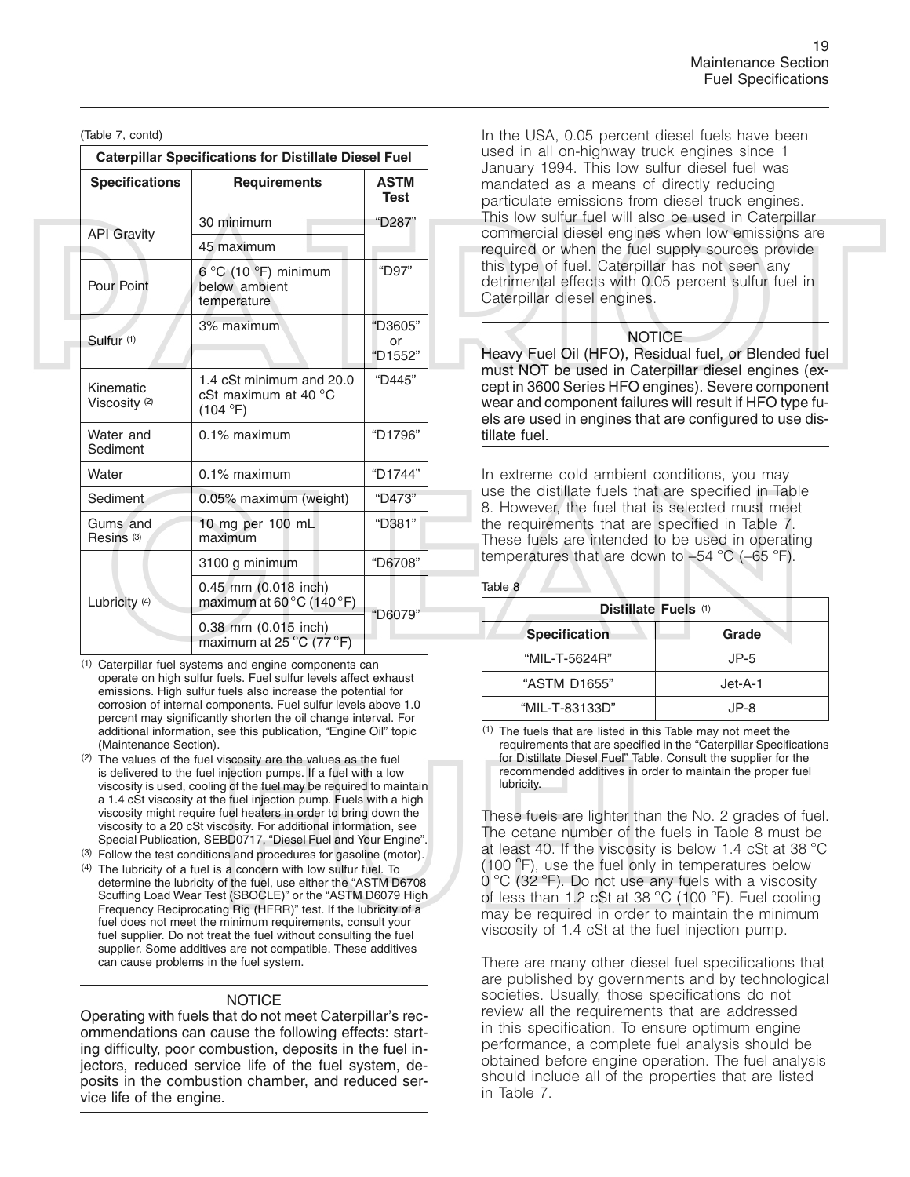(Table 7, contd)

| Caterpillar Specifications for Distillate Diesel Fuel | | |
|---|---|---|
| **Specifications** | **Requirements** | **ASTM Test** |
| API Gravity | 30 minimum | "D287" |
| | 45 maximum | |
| Pour Point | 6 °C (10 °F) minimum below ambient temperature | "D97" |
| Sulfur (1) | 3% maximum | "D3605" or "D1552" |
| Kinematic Viscosity (2) | 1.4 cSt minimum and 20.0 cSt maximum at 40 °C (104 °F) | "D445" |
| Water and Sediment | 0.1% maximum | "D1796" |
| Water | 0.1% maximum | "D1744" |
| Sediment | 0.05% maximum (weight) | "D473" |
| Gums and Resins (3) | 10 mg per 100 mL maximum | "D381" |
| Lubricity (4) | 3100 g minimum | "D6708" |
| | 0.45 mm (0.018 inch) maximum at 60 °C (140 °F) | "D6079" |
| | 0.38 mm (0.015 inch) maximum at 25 °C (77 °F) | |

(1) Caterpillar fuel systems and engine components can operate on high sulfur fuels. Fuel sulfur levels affect exhaust emissions. High sulfur fuels also increase the potential for corrosion of internal components. Fuel sulfur levels above 1.0 percent may significantly shorten the oil change interval. For additional information, see this publication, "Engine Oil" topic (Maintenance Section).

(2) The values of the fuel viscosity are the values as the fuel is delivered to the fuel injection pumps. If a fuel with a low viscosity is used, cooling of the fuel may be required to maintain a 1.4 cSt viscosity at the fuel injection pump. Fuels with a high viscosity might require fuel heaters in order to bring down the viscosity to a 20 cSt viscosity. For additional information, see Special Publication, SEBD0717, "Diesel Fuel and Your Engine".

(3) Follow the test conditions and procedures for gasoline (motor).

(4) The lubricity of a fuel is a concern with low sulfur fuel. To determine the lubricity of the fuel, use either the "ASTM D6708 Scuffing Load Wear Test (SBOCLE)" or the "ASTM D6079 High Frequency Reciprocating Rig (HFRR)" test. If the lubricity of a fuel does not meet the minimum requirements, consult your fuel supplier. Do not treat the fuel without consulting the fuel supplier. Some additives are not compatible. These additives can cause problems in the fuel system.

NOTICE

Operating with fuels that do not meet Caterpillar's recommendations can cause the following effects: starting difficulty, poor combustion, deposits in the fuel injectors, reduced service life of the fuel system, deposits in the combustion chamber, and reduced service life of the engine.

In the USA, 0.05 percent diesel fuels have been used in all on-highway truck engines since 1 January 1994. This low sulfur diesel fuel was mandated as a means of directly reducing particulate emissions from diesel truck engines. This low sulfur fuel will also be used in Caterpillar commercial diesel engines when low emissions are required or when the fuel supply sources provide this type of fuel. Caterpillar has not seen any detrimental effects with 0.05 percent sulfur fuel in Caterpillar diesel engines.

NOTICE

Heavy Fuel Oil (HFO), Residual fuel, or Blended fuel must NOT be used in Caterpillar diesel engines (except in 3600 Series HFO engines). Severe component wear and component failures will result if HFO type fuels are used in engines that are configured to use distillate fuel.

In extreme cold ambient conditions, you may use the distillate fuels that are specified in Table 8. However, the fuel that is selected must meet the requirements that are specified in Table 7. These fuels are intended to be used in operating temperatures that are down to −54 °C (−65 °F).

Table 8

| Distillate Fuels (1) | |
|---|---|
| **Specification** | **Grade** |
| "MIL-T-5624R" | JP-5 |
| "ASTM D1655" | Jet-A-1 |
| "MIL-T-83133D" | JP-8 |

(1) The fuels that are listed in this Table may not meet the requirements that are specified in the "Caterpillar Specifications for Distillate Diesel Fuel" Table. Consult the supplier for the recommended additives in order to maintain the proper fuel lubricity.

These fuels are lighter than the No. 2 grades of fuel. The cetane number of the fuels in Table 8 must be at least 40. If the viscosity is below 1.4 cSt at 38 °C (100 °F), use the fuel only in temperatures below 0 °C (32 °F). Do not use any fuels with a viscosity of less than 1.2 cSt at 38 °C (100 °F). Fuel cooling may be required in order to maintain the minimum viscosity of 1.4 cSt at the fuel injection pump.

There are many other diesel fuel specifications that are published by governments and by technological societies. Usually, those specifications do not review all the requirements that are addressed in this specification. To ensure optimum engine performance, a complete fuel analysis should be obtained before engine operation. The fuel analysis should include all of the properties that are listed in Table 7.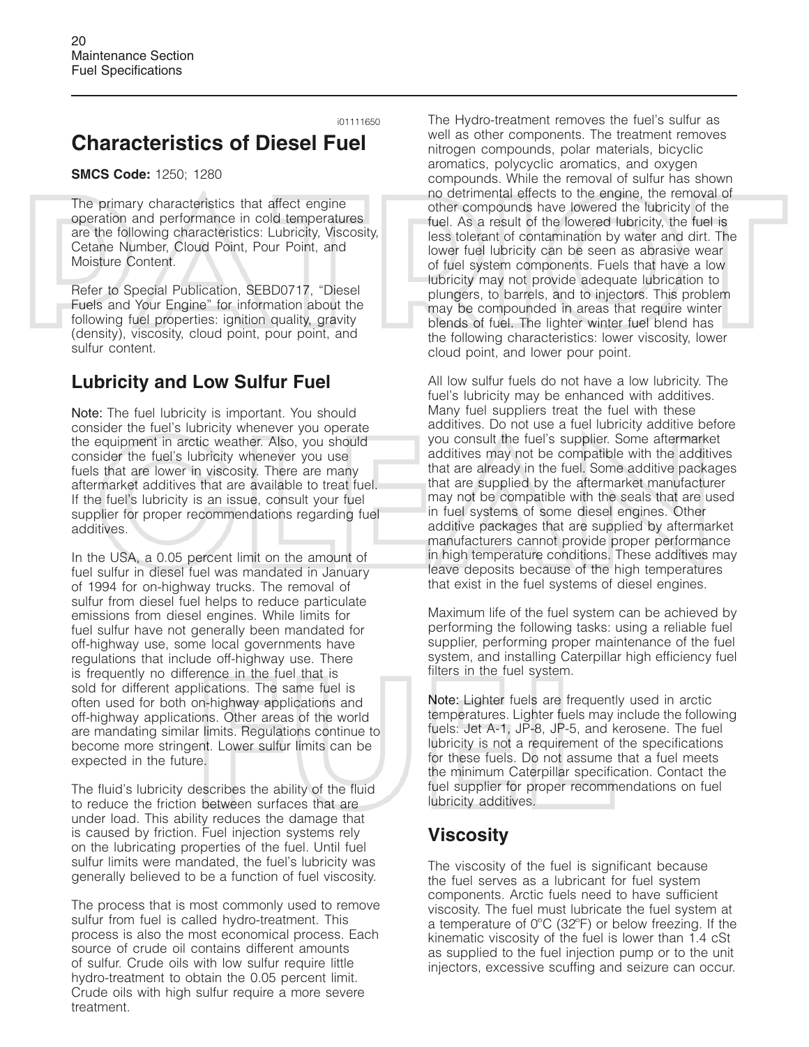i01111650

# Characteristics of Diesel Fuel

**SMCS Code:** 1250; 1280

The primary characteristics that affect engine operation and performance in cold temperatures are the following characteristics: Lubricity, Viscosity, Cetane Number, Cloud Point, Pour Point, and Moisture Content.

Refer to Special Publication, SEBD0717, "Diesel Fuels and Your Engine" for information about the following fuel properties: ignition quality, gravity (density), viscosity, cloud point, pour point, and sulfur content.

## Lubricity and Low Sulfur Fuel

**Note:** The fuel lubricity is important. You should consider the fuel's lubricity whenever you operate the equipment in arctic weather. Also, you should consider the fuel's lubricity whenever you use fuels that are lower in viscosity. There are many aftermarket additives that are available to treat fuel. If the fuel's lubricity is an issue, consult your fuel supplier for proper recommendations regarding fuel additives.

In the USA, a 0.05 percent limit on the amount of fuel sulfur in diesel fuel was mandated in January of 1994 for on-highway trucks. The removal of sulfur from diesel fuel helps to reduce particulate emissions from diesel engines. While limits for fuel sulfur have not generally been mandated for off-highway use, some local governments have regulations that include off-highway use. There is frequently no difference in the fuel that is sold for different applications. The same fuel is often used for both on-highway applications and off-highway applications. Other areas of the world are mandating similar limits. Regulations continue to become more stringent. Lower sulfur limits can be expected in the future.

The fluid's lubricity describes the ability of the fluid to reduce the friction between surfaces that are under load. This ability reduces the damage that is caused by friction. Fuel injection systems rely on the lubricating properties of the fuel. Until fuel sulfur limits were mandated, the fuel's lubricity was generally believed to be a function of fuel viscosity.

The process that is most commonly used to remove sulfur from fuel is called hydro-treatment. This process is also the most economical process. Each source of crude oil contains different amounts of sulfur. Crude oils with low sulfur require little hydro-treatment to obtain the 0.05 percent limit. Crude oils with high sulfur require a more severe treatment.

The Hydro-treatment removes the fuel's sulfur as well as other components. The treatment removes nitrogen compounds, polar materials, bicyclic aromatics, polycyclic aromatics, and oxygen compounds. While the removal of sulfur has shown no detrimental effects to the engine, the removal of other compounds have lowered the lubricity of the fuel. As a result of the lowered lubricity, the fuel is less tolerant of contamination by water and dirt. The lower fuel lubricity can be seen as abrasive wear of fuel system components. Fuels that have a low lubricity may not provide adequate lubrication to plungers, to barrels, and to injectors. This problem may be compounded in areas that require winter blends of fuel. The lighter winter fuel blend has the following characteristics: lower viscosity, lower cloud point, and lower pour point.

All low sulfur fuels do not have a low lubricity. The fuel's lubricity may be enhanced with additives. Many fuel suppliers treat the fuel with these additives. Do not use a fuel lubricity additive before you consult the fuel's supplier. Some aftermarket additives may not be compatible with the additives that are already in the fuel. Some additive packages that are supplied by the aftermarket manufacturer may not be compatible with the seals that are used in fuel systems of some diesel engines. Other additive packages that are supplied by aftermarket manufacturers cannot provide proper performance in high temperature conditions. These additives may leave deposits because of the high temperatures that exist in the fuel systems of diesel engines.

Maximum life of the fuel system can be achieved by performing the following tasks: using a reliable fuel supplier, performing proper maintenance of the fuel system, and installing Caterpillar high efficiency fuel filters in the fuel system.

**Note:** Lighter fuels are frequently used in arctic temperatures. Lighter fuels may include the following fuels: Jet A-1, JP-8, JP-5, and kerosene. The fuel lubricity is not a requirement of the specifications for these fuels. Do not assume that a fuel meets the minimum Caterpillar specification. Contact the fuel supplier for proper recommendations on fuel lubricity additives.

## Viscosity

The viscosity of the fuel is significant because the fuel serves as a lubricant for fuel system components. Arctic fuels need to have sufficient viscosity. The fuel must lubricate the fuel system at a temperature of 0°C (32°F) or below freezing. If the kinematic viscosity of the fuel is lower than 1.4 cSt as supplied to the fuel injection pump or to the unit injectors, excessive scuffing and seizure can occur.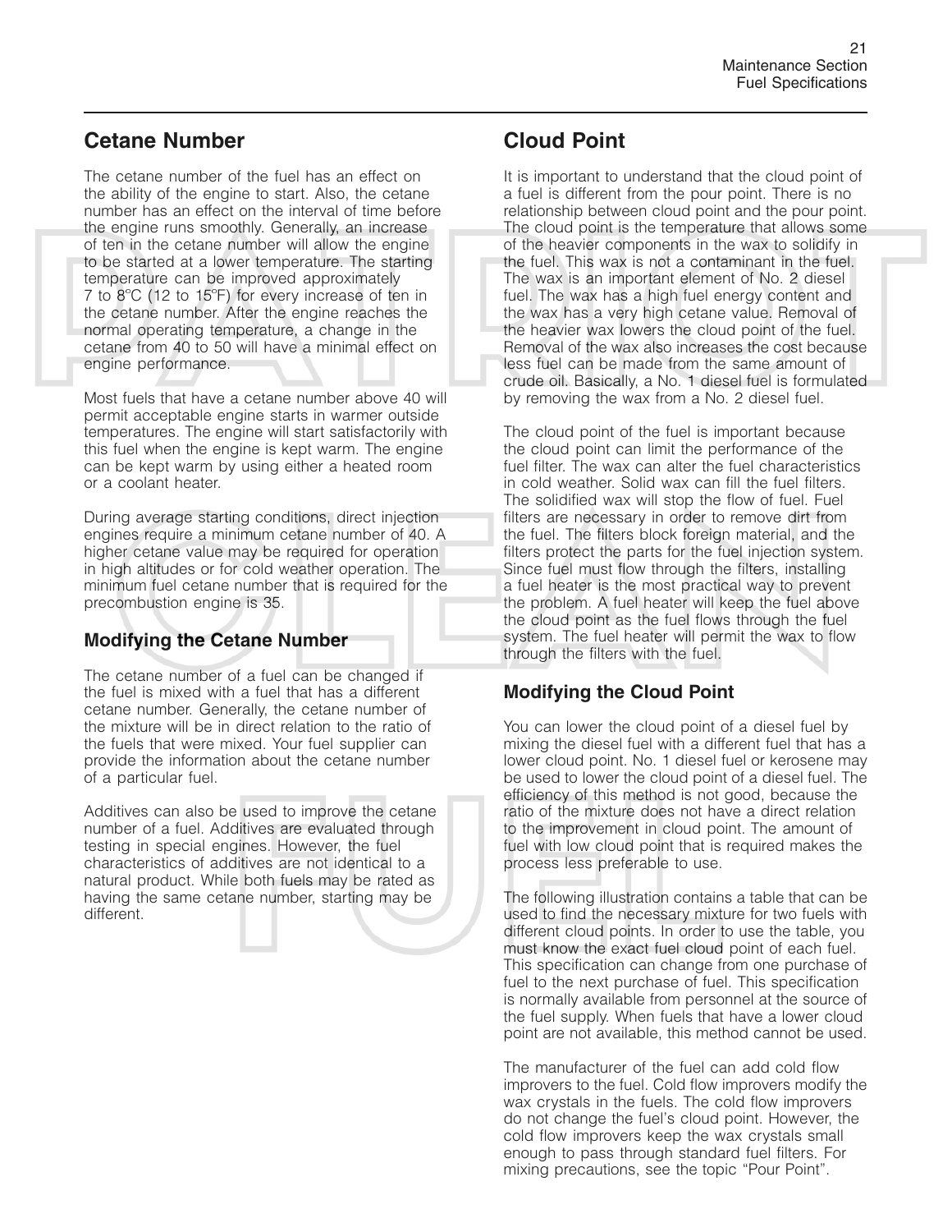## Cetane Number

The cetane number of the fuel has an effect on the ability of the engine to start. Also, the cetane number has an effect on the interval of time before the engine runs smoothly. Generally, an increase of ten in the cetane number will allow the engine to be started at a lower temperature. The starting temperature can be improved approximately 7 to 8°C (12 to 15°F) for every increase of ten in the cetane number. After the engine reaches the normal operating temperature, a change in the cetane from 40 to 50 will have a minimal effect on engine performance.

Most fuels that have a cetane number above 40 will permit acceptable engine starts in warmer outside temperatures. The engine will start satisfactorily with this fuel when the engine is kept warm. The engine can be kept warm by using either a heated room or a coolant heater.

During average starting conditions, direct injection engines require a minimum cetane number of 40. A higher cetane value may be required for operation in high altitudes or for cold weather operation. The minimum fuel cetane number that is required for the precombustion engine is 35.

### Modifying the Cetane Number

The cetane number of a fuel can be changed if the fuel is mixed with a fuel that has a different cetane number. Generally, the cetane number of the mixture will be in direct relation to the ratio of the fuels that were mixed. Your fuel supplier can provide the information about the cetane number of a particular fuel.

Additives can also be used to improve the cetane number of a fuel. Additives are evaluated through testing in special engines. However, the fuel characteristics of additives are not identical to a natural product. While both fuels may be rated as having the same cetane number, starting may be different.

## Cloud Point

It is important to understand that the cloud point of a fuel is different from the pour point. There is no relationship between cloud point and the pour point. The cloud point is the temperature that allows some of the heavier components in the wax to solidify in the fuel. This wax is not a contaminant in the fuel. The wax is an important element of No. 2 diesel fuel. The wax has a high fuel energy content and the wax has a very high cetane value. Removal of the heavier wax lowers the cloud point of the fuel. Removal of the wax also increases the cost because less fuel can be made from the same amount of crude oil. Basically, a No. 1 diesel fuel is formulated by removing the wax from a No. 2 diesel fuel.

The cloud point of the fuel is important because the cloud point can limit the performance of the fuel filter. The wax can alter the fuel characteristics in cold weather. Solid wax can fill the fuel filters. The solidified wax will stop the flow of fuel. Fuel filters are necessary in order to remove dirt from the fuel. The filters block foreign material, and the filters protect the parts for the fuel injection system. Since fuel must flow through the filters, installing a fuel heater is the most practical way to prevent the problem. A fuel heater will keep the fuel above the cloud point as the fuel flows through the fuel system. The fuel heater will permit the wax to flow through the filters with the fuel.

### Modifying the Cloud Point

You can lower the cloud point of a diesel fuel by mixing the diesel fuel with a different fuel that has a lower cloud point. No. 1 diesel fuel or kerosene may be used to lower the cloud point of a diesel fuel. The efficiency of this method is not good, because the ratio of the mixture does not have a direct relation to the improvement in cloud point. The amount of fuel with low cloud point that is required makes the process less preferable to use.

The following illustration contains a table that can be used to find the necessary mixture for two fuels with different cloud points. In order to use the table, you must know the exact fuel cloud point of each fuel. This specification can change from one purchase of fuel to the next purchase of fuel. This specification is normally available from personnel at the source of the fuel supply. When fuels that have a lower cloud point are not available, this method cannot be used.

The manufacturer of the fuel can add cold flow improvers to the fuel. Cold flow improvers modify the wax crystals in the fuels. The cold flow improvers do not change the fuel's cloud point. However, the cold flow improvers keep the wax crystals small enough to pass through standard fuel filters. For mixing precautions, see the topic "Pour Point".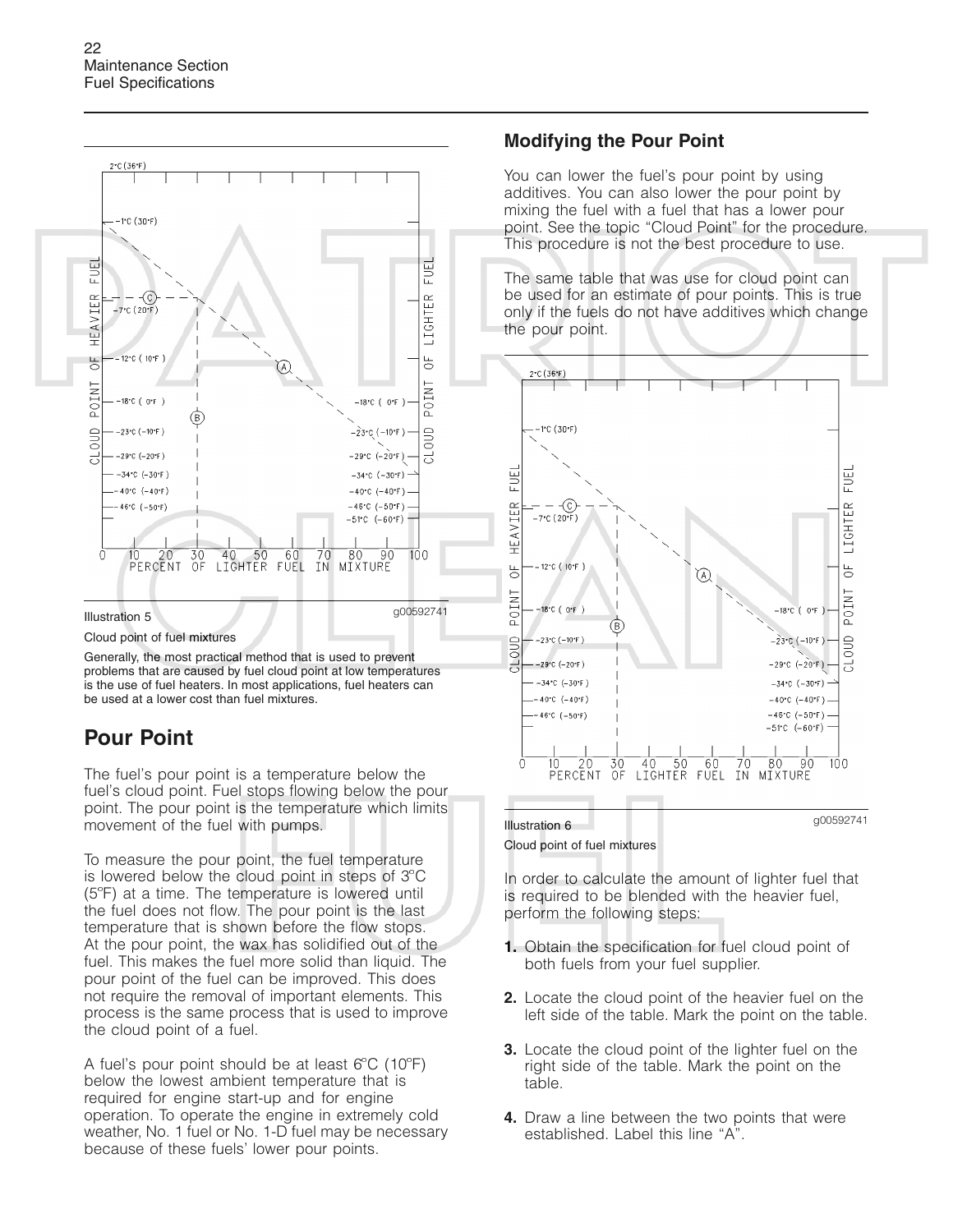Illustration 5 g00592741

Cloud point of fuel mixtures

Generally, the most practical method that is used to prevent problems that are caused by fuel cloud point at low temperatures is the use of fuel heaters. In most applications, fuel heaters can be used at a lower cost than fuel mixtures.

## Pour Point

The fuel's pour point is a temperature below the fuel's cloud point. Fuel stops flowing below the pour point. The pour point is the temperature which limits movement of the fuel with pumps.

To measure the pour point, the fuel temperature is lowered below the cloud point in steps of 3°C (5°F) at a time. The temperature is lowered until the fuel does not flow. The pour point is the last temperature that is shown before the flow stops. At the pour point, the wax has solidified out of the fuel. This makes the fuel more solid than liquid. The pour point of the fuel can be improved. This does not require the removal of important elements. This process is the same process that is used to improve the cloud point of a fuel.

A fuel's pour point should be at least 6°C (10°F) below the lowest ambient temperature that is required for engine start-up and for engine operation. To operate the engine in extremely cold weather, No. 1 fuel or No. 1-D fuel may be necessary because of these fuels' lower pour points.

### Modifying the Pour Point

You can lower the fuel's pour point by using additives. You can also lower the pour point by mixing the fuel with a fuel that has a lower pour point. See the topic "Cloud Point" for the procedure. This procedure is not the best procedure to use.

The same table that was use for cloud point can be used for an estimate of pour points. This is true only if the fuels do not have additives which change the pour point.

Illustration 6 g00592741

Cloud point of fuel mixtures

In order to calculate the amount of lighter fuel that is required to be blended with the heavier fuel, perform the following steps:

1. Obtain the specification for fuel cloud point of both fuels from your fuel supplier.

2. Locate the cloud point of the heavier fuel on the left side of the table. Mark the point on the table.

3. Locate the cloud point of the lighter fuel on the right side of the table. Mark the point on the table.

4. Draw a line between the two points that were established. Label this line "A".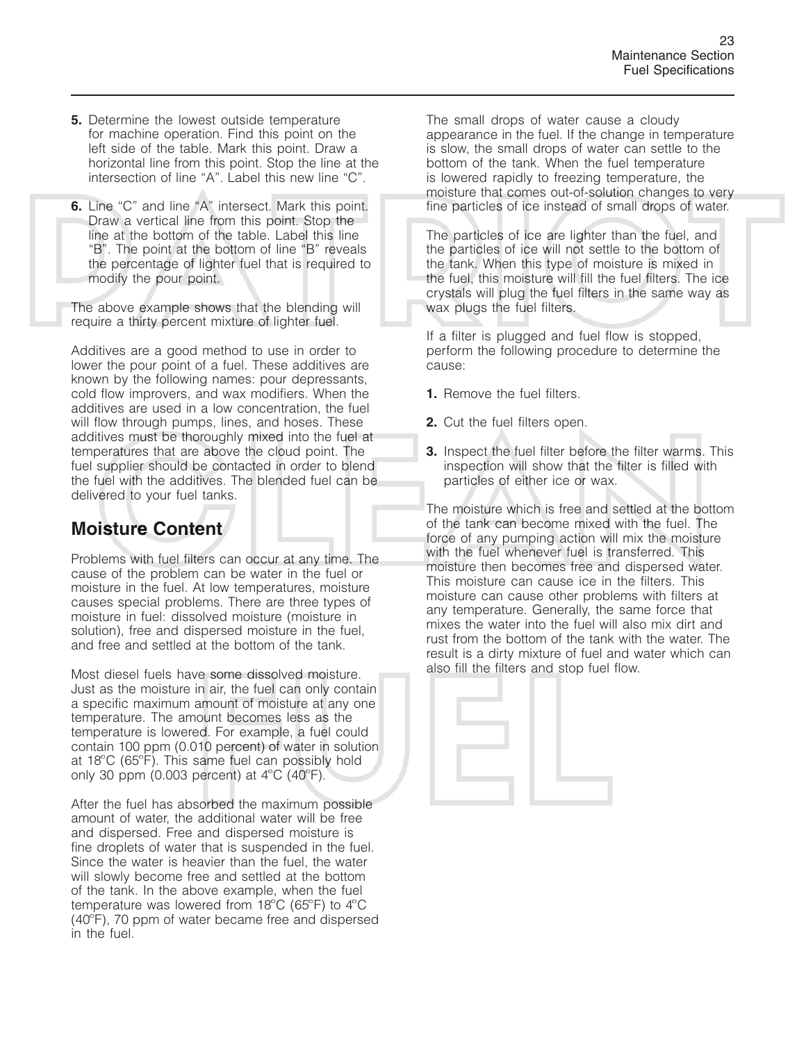5. Determine the lowest outside temperature for machine operation. Find this point on the left side of the table. Mark this point. Draw a horizontal line from this point. Stop the line at the intersection of line "A". Label this new line "C".

6. Line "C" and line "A" intersect. Mark this point. Draw a vertical line from this point. Stop the line at the bottom of the table. Label this line "B". The point at the bottom of line "B" reveals the percentage of lighter fuel that is required to modify the pour point.

The above example shows that the blending will require a thirty percent mixture of lighter fuel.

Additives are a good method to use in order to lower the pour point of a fuel. These additives are known by the following names: pour depressants, cold flow improvers, and wax modifiers. When the additives are used in a low concentration, the fuel will flow through pumps, lines, and hoses. These additives must be thoroughly mixed into the fuel at temperatures that are above the cloud point. The fuel supplier should be contacted in order to blend the fuel with the additives. The blended fuel can be delivered to your fuel tanks.

## Moisture Content

Problems with fuel filters can occur at any time. The cause of the problem can be water in the fuel or moisture in the fuel. At low temperatures, moisture causes special problems. There are three types of moisture in fuel: dissolved moisture (moisture in solution), free and dispersed moisture in the fuel, and free and settled at the bottom of the tank.

Most diesel fuels have some dissolved moisture. Just as the moisture in air, the fuel can only contain a specific maximum amount of moisture at any one temperature. The amount becomes less as the temperature is lowered. For example, a fuel could contain 100 ppm (0.010 percent) of water in solution at 18°C (65°F). This same fuel can possibly hold only 30 ppm (0.003 percent) at 4°C (40°F).

After the fuel has absorbed the maximum possible amount of water, the additional water will be free and dispersed. Free and dispersed moisture is fine droplets of water that is suspended in the fuel. Since the water is heavier than the fuel, the water will slowly become free and settled at the bottom of the tank. In the above example, when the fuel temperature was lowered from 18°C (65°F) to 4°C (40°F), 70 ppm of water became free and dispersed in the fuel.

The small drops of water cause a cloudy appearance in the fuel. If the change in temperature is slow, the small drops of water can settle to the bottom of the tank. When the fuel temperature is lowered rapidly to freezing temperature, the moisture that comes out-of-solution changes to very fine particles of ice instead of small drops of water.

The particles of ice are lighter than the fuel, and the particles of ice will not settle to the bottom of the tank. When this type of moisture is mixed in the fuel, this moisture will fill the fuel filters. The ice crystals will plug the fuel filters in the same way as wax plugs the fuel filters.

If a filter is plugged and fuel flow is stopped, perform the following procedure to determine the cause:

1. Remove the fuel filters.

2. Cut the fuel filters open.

3. Inspect the fuel filter before the filter warms. This inspection will show that the filter is filled with particles of either ice or wax.

The moisture which is free and settled at the bottom of the tank can become mixed with the fuel. The force of any pumping action will mix the moisture with the fuel whenever fuel is transferred. This moisture then becomes free and dispersed water. This moisture can cause ice in the filters. This moisture can cause other problems with filters at any temperature. Generally, the same force that mixes the water into the fuel will also mix dirt and rust from the bottom of the tank with the water. The result is a dirty mixture of fuel and water which can also fill the filters and stop fuel flow.